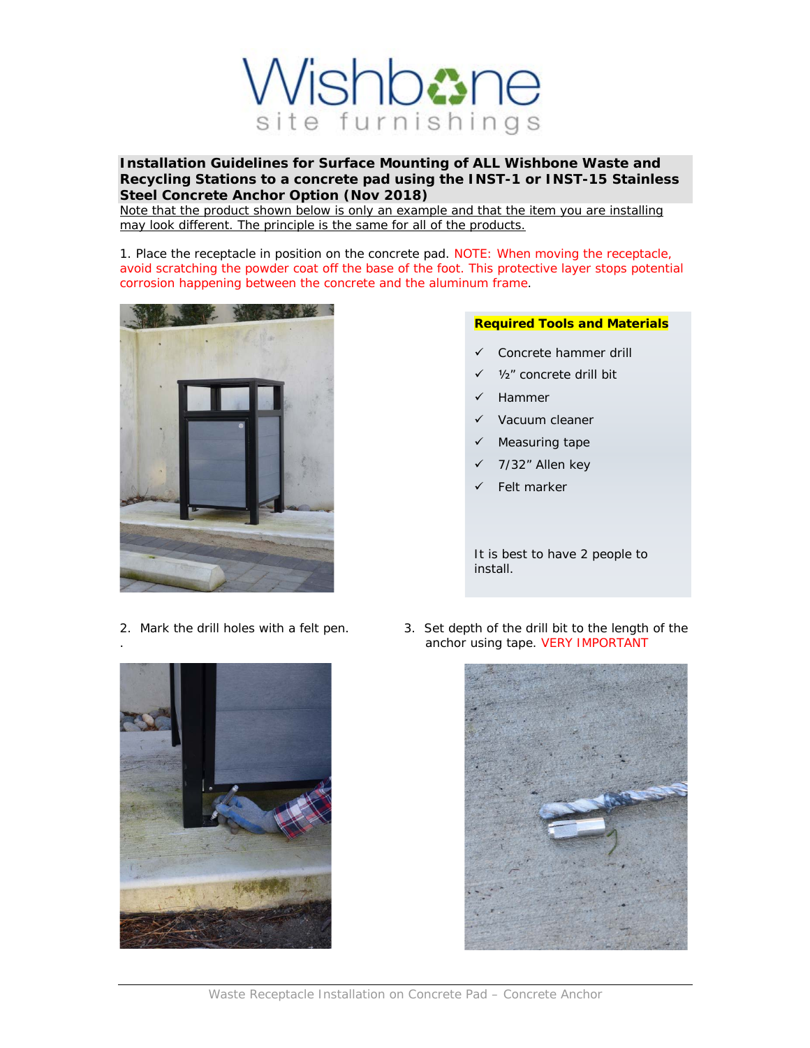# Wishbone site furnishings

**Installation Guidelines for Surface Mounting of ALL Wishbone Waste and Recycling Stations to a concrete pad using the INST-1 or INST-15 Stainless Steel Concrete Anchor Option (Nov 2018)**

Note that the product shown below is only an example and that the item you are installing may look different. The principle is the same for all of the products.

1. Place the receptacle in position on the concrete pad. NOTE: When moving the receptacle, avoid scratching the powder coat off the base of the foot. This protective layer stops potential corrosion happening between the concrete and the aluminum frame.

**Required Tools and Materials**

- ✓ Concrete hammer drill
- ✓ ½" concrete drill bit
- ✓ Hammer
- ✓ Vacuum cleaner
- ✓ Measuring tape
- ✓ 7/32" Allen key
- ✓ Felt marker

It is best to have 2 people to install.

2. Mark the drill holes with a felt pen.

.

3. Set depth of the drill bit to the length of the anchor using tape. VERY IMPORTANT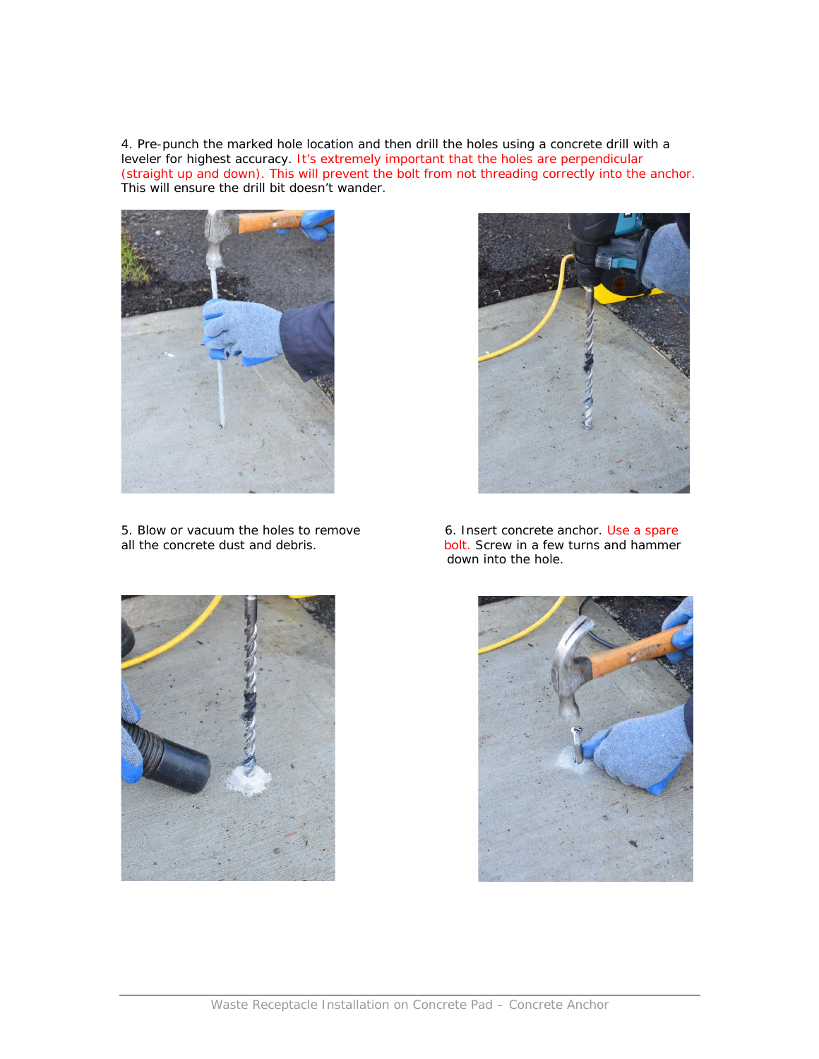4. Pre-punch the marked hole location and then drill the holes using a concrete drill with a leveler for highest accuracy. It's extremely important that the holes are perpendicular (straight up and down). This will prevent the bolt from not threading correctly into the anchor. This will ensure the drill bit doesn't wander.

5. Blow or vacuum the holes to remove all the concrete dust and debris.

6. Insert concrete anchor. Use a spare bolt. Screw in a few turns and hammer down into the hole.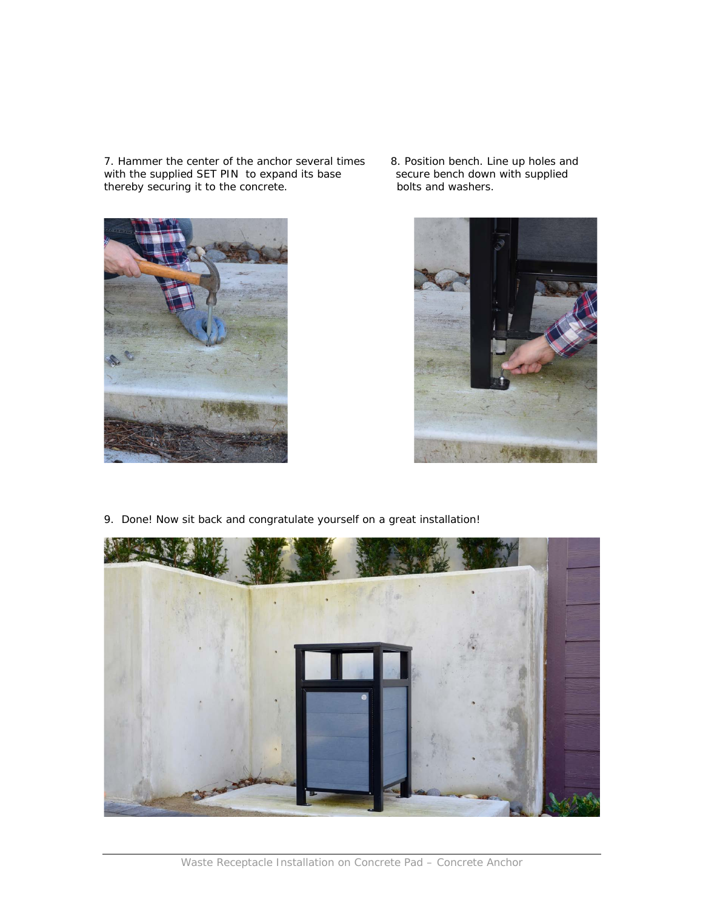7. Hammer the center of the anchor several times with the supplied SET PIN to expand its base thereby securing it to the concrete.

8. Position bench. Line up holes and secure bench down with supplied bolts and washers.

9. Done! Now sit back and congratulate yourself on a great installation!